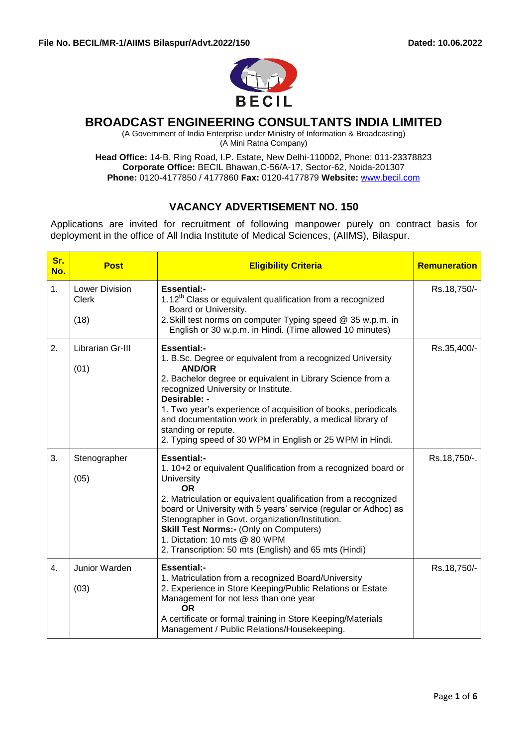**File No. BECIL/MR-1/AIIMS Bilaspur/Advt.2022/150** **Dated: 10.06.2022**

# BROADCAST ENGINEERING CONSULTANTS INDIA LIMITED

(A Government of India Enterprise under Ministry of Information & Broadcasting)
(A Mini Ratna Company)

**Head Office:** 14-B, Ring Road, I.P. Estate, New Delhi-110002, Phone: 011-23378823
**Corporate Office:** BECIL Bhawan,C-56/A-17, Sector-62, Noida-201307
**Phone:** 0120-4177850 / 4177860 **Fax:** 0120-4177879 **Website:** www.becil.com

## VACANCY ADVERTISEMENT NO. 150

Applications are invited for recruitment of following manpower purely on contract basis for deployment in the office of All India Institute of Medical Sciences, (AIIMS), Bilaspur.

| Sr. No. | Post | Eligibility Criteria | Remuneration |
|---|---|---|---|
| 1. | Lower Division Clerk<br><br>(18) | **Essential:-**<br>1. 12th Class or equivalent qualification from a recognized Board or University.<br>2. Skill test norms on computer Typing speed @ 35 w.p.m. in English or 30 w.p.m. in Hindi. (Time allowed 10 minutes) | Rs.18,750/- |
| 2. | Librarian Gr-III<br><br>(01) | **Essential:-**<br>1. B.Sc. Degree or equivalent from a recognized University<br>**AND/OR**<br>2. Bachelor degree or equivalent in Library Science from a recognized University or Institute.<br>**Desirable: -**<br>1. Two year's experience of acquisition of books, periodicals and documentation work in preferably, a medical library of standing or repute.<br>2. Typing speed of 30 WPM in English or 25 WPM in Hindi. | Rs.35,400/- |
| 3. | Stenographer<br><br>(05) | **Essential:-**<br>1. 10+2 or equivalent Qualification from a recognized board or University<br>**OR**<br>2. Matriculation or equivalent qualification from a recognized board or University with 5 years' service (regular or Adhoc) as Stenographer in Govt. organization/Institution.<br>**Skill Test Norms:-** (Only on Computers)<br>1. Dictation: 10 mts @ 80 WPM<br>2. Transcription: 50 mts (English) and 65 mts (Hindi) | Rs.18,750/-. |
| 4. | Junior Warden<br><br>(03) | **Essential:-**<br>1. Matriculation from a recognized Board/University<br>2. Experience in Store Keeping/Public Relations or Estate Management for not less than one year<br>**OR**<br>A certificate or formal training in Store Keeping/Materials Management / Public Relations/Housekeeping. | Rs.18,750/- |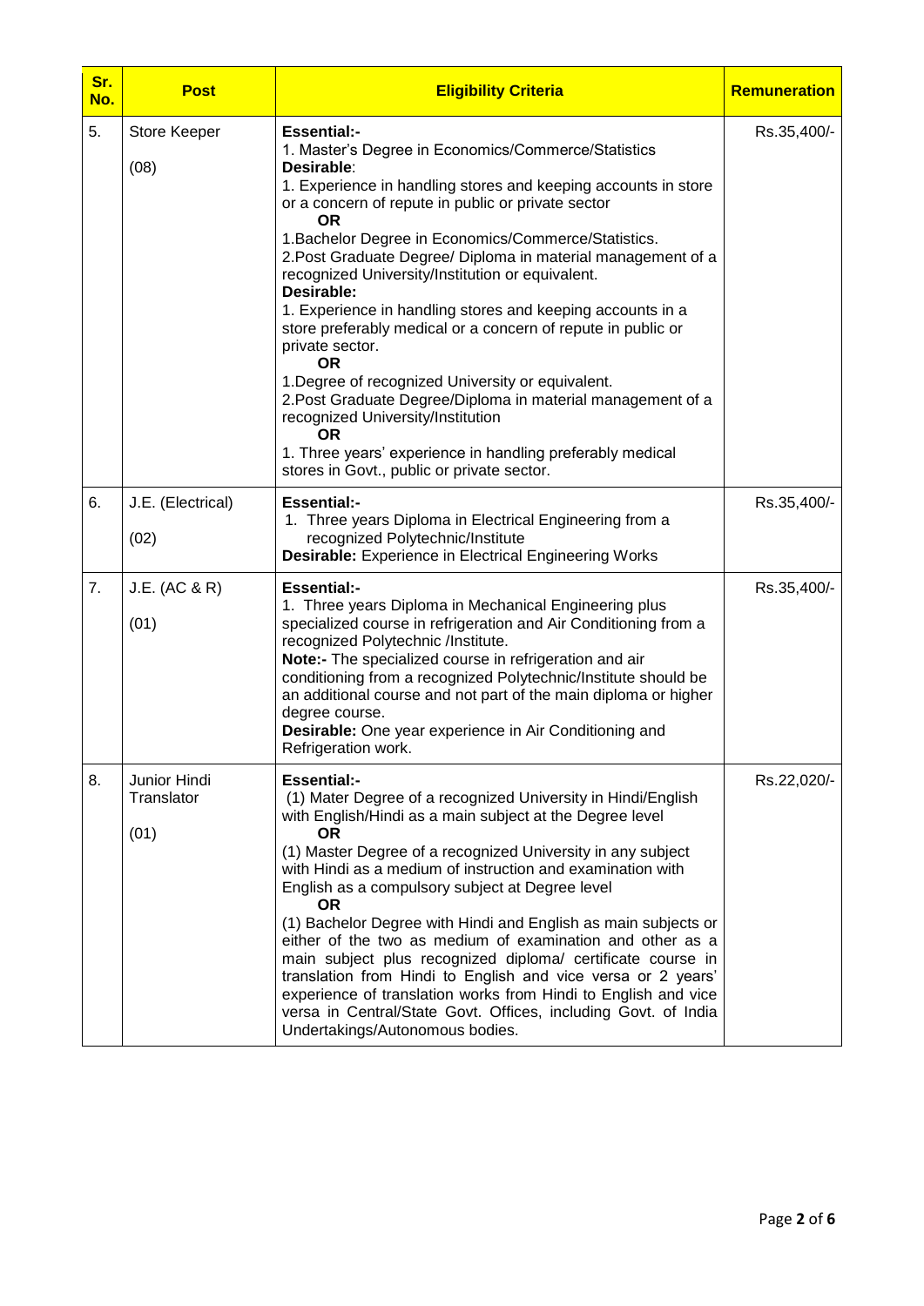| Sr. No. | Post | Eligibility Criteria | Remuneration |
|---|---|---|---|
| 5. | Store Keeper<br><br>(08) | **Essential:-**<br>1. Master's Degree in Economics/Commerce/Statistics<br>**Desirable**:<br>1. Experience in handling stores and keeping accounts in store or a concern of repute in public or private sector<br>**OR**<br>1.Bachelor Degree in Economics/Commerce/Statistics.<br>2.Post Graduate Degree/ Diploma in material management of a recognized University/Institution or equivalent.<br>**Desirable:**<br>1. Experience in handling stores and keeping accounts in a store preferably medical or a concern of repute in public or private sector.<br>**OR**<br>1.Degree of recognized University or equivalent.<br>2.Post Graduate Degree/Diploma in material management of a recognized University/Institution<br>**OR**<br>1. Three years' experience in handling preferably medical stores in Govt., public or private sector. | Rs.35,400/- |
| 6. | J.E. (Electrical)<br><br>(02) | **Essential:-**<br>1. Three years Diploma in Electrical Engineering from a recognized Polytechnic/Institute<br>**Desirable:** Experience in Electrical Engineering Works | Rs.35,400/- |
| 7. | J.E. (AC & R)<br><br>(01) | **Essential:-**<br>1. Three years Diploma in Mechanical Engineering plus specialized course in refrigeration and Air Conditioning from a recognized Polytechnic /Institute.<br>**Note:-** The specialized course in refrigeration and air conditioning from a recognized Polytechnic/Institute should be an additional course and not part of the main diploma or higher degree course.<br>**Desirable:** One year experience in Air Conditioning and Refrigeration work. | Rs.35,400/- |
| 8. | Junior Hindi Translator<br><br>(01) | **Essential:-**<br>(1) Mater Degree of a recognized University in Hindi/English with English/Hindi as a main subject at the Degree level<br>**OR**<br>(1) Master Degree of a recognized University in any subject with Hindi as a medium of instruction and examination with English as a compulsory subject at Degree level<br>**OR**<br>(1) Bachelor Degree with Hindi and English as main subjects or either of the two as medium of examination and other as a main subject plus recognized diploma/ certificate course in translation from Hindi to English and vice versa or 2 years' experience of translation works from Hindi to English and vice versa in Central/State Govt. Offices, including Govt. of India Undertakings/Autonomous bodies. | Rs.22,020/- |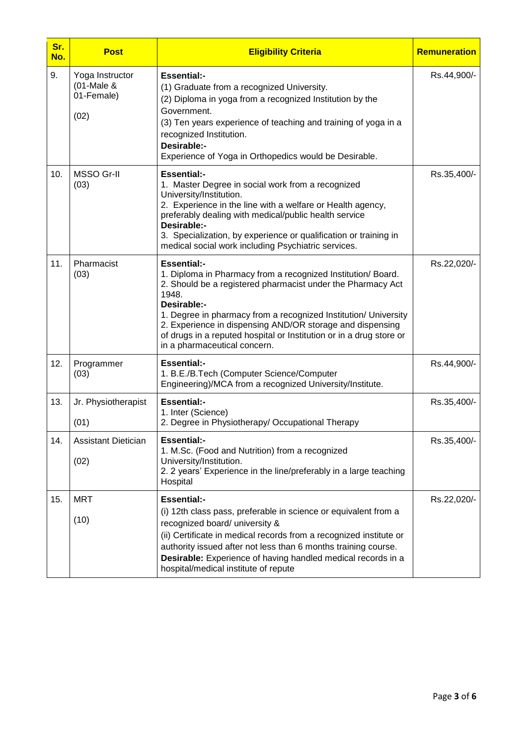| Sr. No. | Post | Eligibility Criteria | Remuneration |
|---|---|---|---|
| 9. | Yoga Instructor (01-Male & 01-Female) (02) | **Essential:-**<br>(1) Graduate from a recognized University.<br>(2) Diploma in yoga from a recognized Institution by the Government.<br>(3) Ten years experience of teaching and training of yoga in a recognized Institution.<br>**Desirable:-**<br>Experience of Yoga in Orthopedics would be Desirable. | Rs.44,900/- |
| 10. | MSSO Gr-II (03) | **Essential:-**<br>1. Master Degree in social work from a recognized University/Institution.<br>2. Experience in the line with a welfare or Health agency, preferably dealing with medical/public health service<br>**Desirable:-**<br>3. Specialization, by experience or qualification or training in medical social work including Psychiatric services. | Rs.35,400/- |
| 11. | Pharmacist (03) | **Essential:-**<br>1. Diploma in Pharmacy from a recognized Institution/ Board.<br>2. Should be a registered pharmacist under the Pharmacy Act 1948.<br>**Desirable:-**<br>1. Degree in pharmacy from a recognized Institution/ University<br>2. Experience in dispensing AND/OR storage and dispensing of drugs in a reputed hospital or Institution or in a drug store or in a pharmaceutical concern. | Rs.22,020/- |
| 12. | Programmer (03) | **Essential:-**<br>1. B.E./B.Tech (Computer Science/Computer Engineering)/MCA from a recognized University/Institute. | Rs.44,900/- |
| 13. | Jr. Physiotherapist (01) | **Essential:-**<br>1. Inter (Science)<br>2. Degree in Physiotherapy/ Occupational Therapy | Rs.35,400/- |
| 14. | Assistant Dietician (02) | **Essential:-**<br>1. M.Sc. (Food and Nutrition) from a recognized University/Institution.<br>2. 2 years' Experience in the line/preferably in a large teaching Hospital | Rs.35,400/- |
| 15. | MRT (10) | **Essential:-**<br>(i) 12th class pass, preferable in science or equivalent from a recognized board/ university &<br>(ii) Certificate in medical records from a recognized institute or authority issued after not less than 6 months training course.<br>**Desirable:** Experience of having handled medical records in a hospital/medical institute of repute | Rs.22,020/- |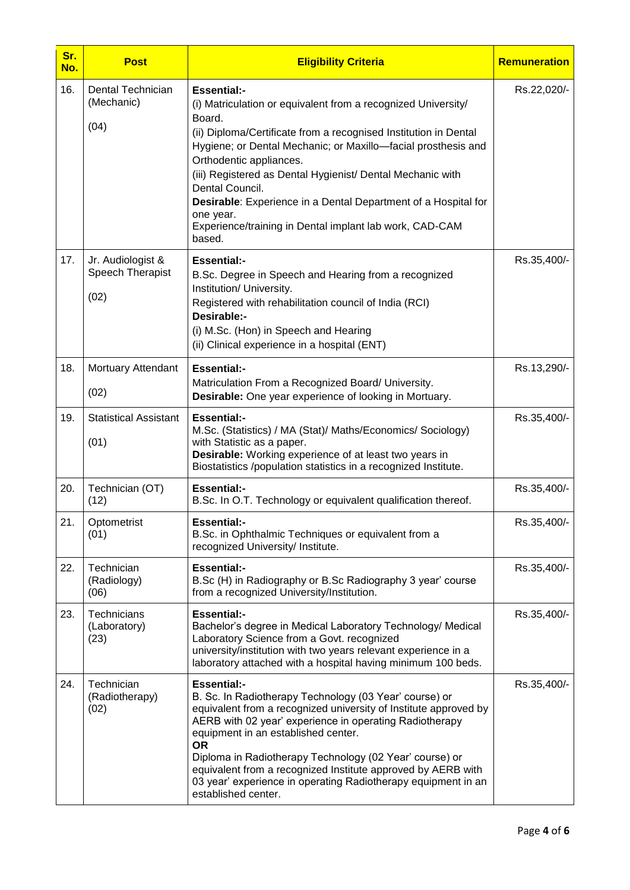| Sr. No. | Post | Eligibility Criteria | Remuneration |
|---|---|---|---|
| 16. | Dental Technician (Mechanic)<br><br>(04) | **Essential:-**<br>(i) Matriculation or equivalent from a recognized University/ Board.<br>(ii) Diploma/Certificate from a recognised Institution in Dental Hygiene; or Dental Mechanic; or Maxillo—facial prosthesis and Orthodentic appliances.<br>(iii) Registered as Dental Hygienist/ Dental Mechanic with Dental Council.<br>**Desirable**: Experience in a Dental Department of a Hospital for one year.<br>Experience/training in Dental implant lab work, CAD-CAM based. | Rs.22,020/- |
| 17. | Jr. Audiologist & Speech Therapist<br><br>(02) | **Essential:-**<br>B.Sc. Degree in Speech and Hearing from a recognized Institution/ University.<br>Registered with rehabilitation council of India (RCI)<br>**Desirable:-**<br>(i) M.Sc. (Hon) in Speech and Hearing<br>(ii) Clinical experience in a hospital (ENT) | Rs.35,400/- |
| 18. | Mortuary Attendant<br><br>(02) | **Essential:-**<br>Matriculation From a Recognized Board/ University.<br>**Desirable:** One year experience of looking in Mortuary. | Rs.13,290/- |
| 19. | Statistical Assistant<br><br>(01) | **Essential:-**<br>M.Sc. (Statistics) / MA (Stat)/ Maths/Economics/ Sociology) with Statistic as a paper.<br>**Desirable:** Working experience of at least two years in Biostatistics /population statistics in a recognized Institute. | Rs.35,400/- |
| 20. | Technician (OT)<br>(12) | **Essential:-**<br>B.Sc. In O.T. Technology or equivalent qualification thereof. | Rs.35,400/- |
| 21. | Optometrist<br>(01) | **Essential:-**<br>B.Sc. in Ophthalmic Techniques or equivalent from a recognized University/ Institute. | Rs.35,400/- |
| 22. | Technician (Radiology)<br>(06) | **Essential:-**<br>B.Sc (H) in Radiography or B.Sc Radiography 3 year' course from a recognized University/Institution. | Rs.35,400/- |
| 23. | Technicians (Laboratory)<br>(23) | **Essential:-**<br>Bachelor's degree in Medical Laboratory Technology/ Medical Laboratory Science from a Govt. recognized university/institution with two years relevant experience in a laboratory attached with a hospital having minimum 100 beds. | Rs.35,400/- |
| 24. | Technician (Radiotherapy)<br>(02) | **Essential:-**<br>B. Sc. In Radiotherapy Technology (03 Year' course) or equivalent from a recognized university of Institute approved by AERB with 02 year' experience in operating Radiotherapy equipment in an established center.<br>**OR**<br>Diploma in Radiotherapy Technology (02 Year' course) or equivalent from a recognized Institute approved by AERB with 03 year' experience in operating Radiotherapy equipment in an established center. | Rs.35,400/- |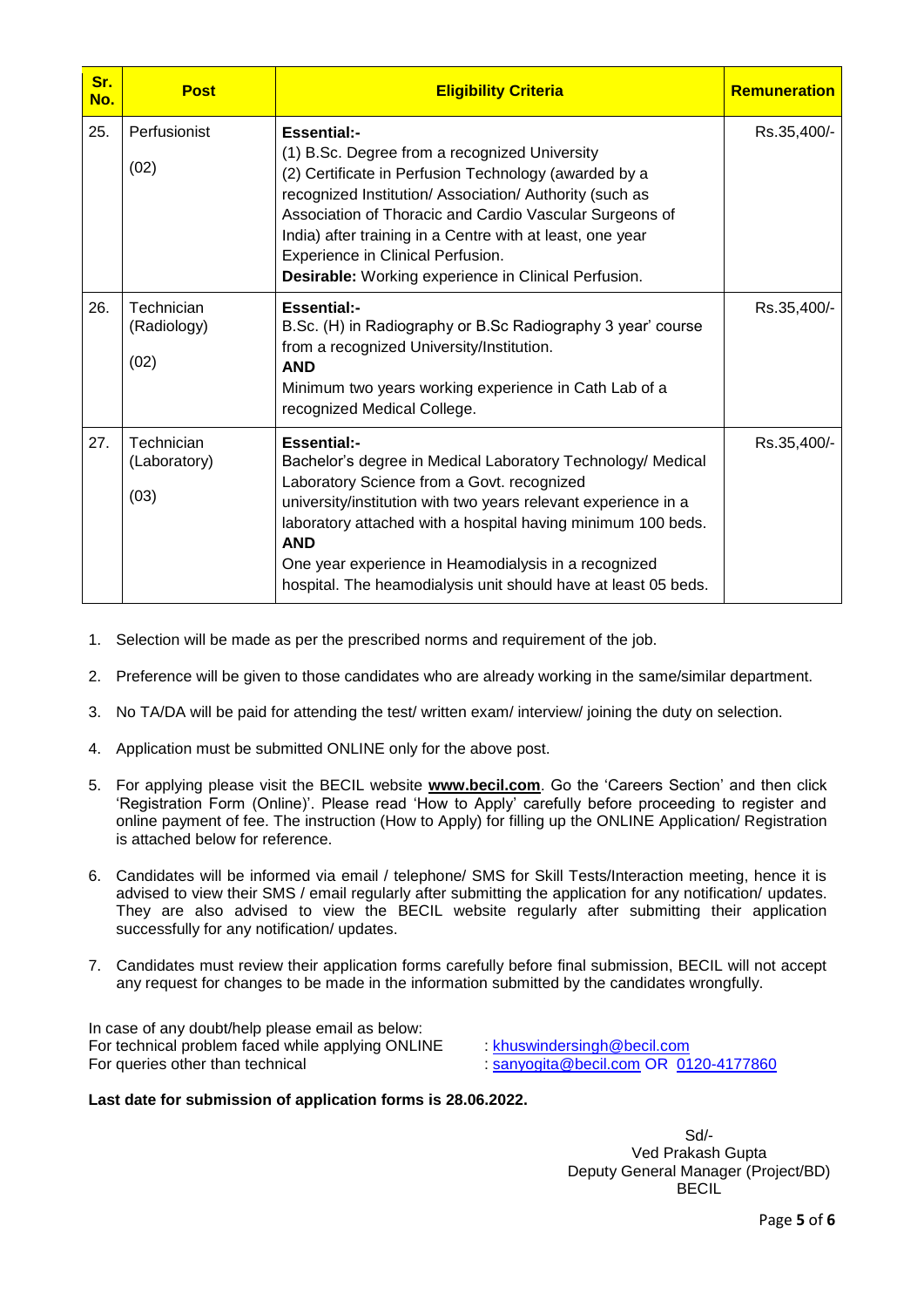| Sr. No. | Post | Eligibility Criteria | Remuneration |
|---|---|---|---|
| 25. | Perfusionist<br><br>(02) | **Essential:-**<br>(1) B.Sc. Degree from a recognized University<br>(2) Certificate in Perfusion Technology (awarded by a recognized Institution/ Association/ Authority (such as Association of Thoracic and Cardio Vascular Surgeons of India) after training in a Centre with at least, one year Experience in Clinical Perfusion.<br>**Desirable:** Working experience in Clinical Perfusion. | Rs.35,400/- |
| 26. | Technician (Radiology)<br><br>(02) | **Essential:-**<br>B.Sc. (H) in Radiography or B.Sc Radiography 3 year' course from a recognized University/Institution.<br>**AND**<br>Minimum two years working experience in Cath Lab of a recognized Medical College. | Rs.35,400/- |
| 27. | Technician (Laboratory)<br><br>(03) | **Essential:-**<br>Bachelor's degree in Medical Laboratory Technology/ Medical Laboratory Science from a Govt. recognized university/institution with two years relevant experience in a laboratory attached with a hospital having minimum 100 beds.<br>**AND**<br>One year experience in Heamodialysis in a recognized hospital. The heamodialysis unit should have at least 05 beds. | Rs.35,400/- |

1. Selection will be made as per the prescribed norms and requirement of the job.
2. Preference will be given to those candidates who are already working in the same/similar department.
3. No TA/DA will be paid for attending the test/ written exam/ interview/ joining the duty on selection.
4. Application must be submitted ONLINE only for the above post.
5. For applying please visit the BECIL website **www.becil.com**. Go the 'Careers Section' and then click 'Registration Form (Online)'. Please read 'How to Apply' carefully before proceeding to register and online payment of fee. The instruction (How to Apply) for filling up the ONLINE Application/ Registration is attached below for reference.
6. Candidates will be informed via email / telephone/ SMS for Skill Tests/Interaction meeting, hence it is advised to view their SMS / email regularly after submitting the application for any notification/ updates. They are also advised to view the BECIL website regularly after submitting their application successfully for any notification/ updates.
7. Candidates must review their application forms carefully before final submission, BECIL will not accept any request for changes to be made in the information submitted by the candidates wrongfully.

In case of any doubt/help please email as below:
For technical problem faced while applying ONLINE : khuswindersingh@becil.com
For queries other than technical : sanyogita@becil.com OR 0120-4177860

**Last date for submission of application forms is 28.06.2022.**

Sd/-
Ved Prakash Gupta
Deputy General Manager (Project/BD)
BECIL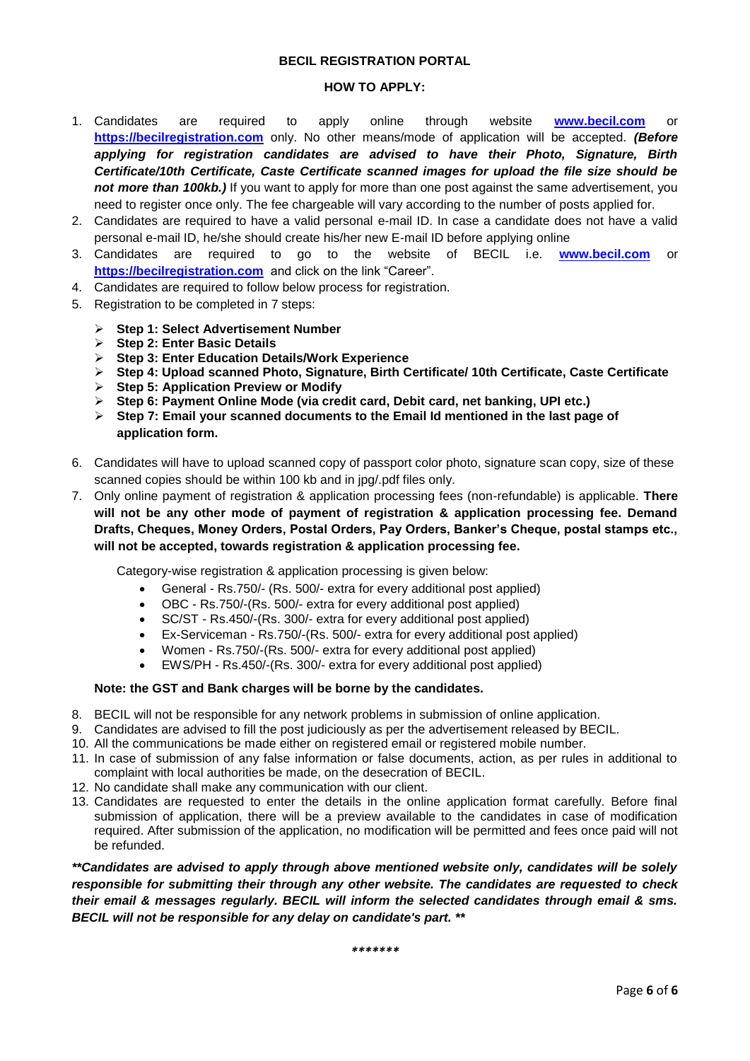**BECIL REGISTRATION PORTAL**

**HOW TO APPLY:**

1. Candidates are required to apply online through website **www.becil.com** or **https://becilregistration.com** only. No other means/mode of application will be accepted. ***(Before applying for registration candidates are advised to have their Photo, Signature, Birth Certificate/10th Certificate, Caste Certificate scanned images for upload the file size should be not more than 100kb.)*** If you want to apply for more than one post against the same advertisement, you need to register once only. The fee chargeable will vary according to the number of posts applied for.
2. Candidates are required to have a valid personal e-mail ID. In case a candidate does not have a valid personal e-mail ID, he/she should create his/her new E-mail ID before applying online
3. Candidates are required to go to the website of BECIL i.e. **www.becil.com** or **https://becilregistration.com** and click on the link "Career".
4. Candidates are required to follow below process for registration.
5. Registration to be completed in 7 steps:
   - **Step 1: Select Advertisement Number**
   - **Step 2: Enter Basic Details**
   - **Step 3: Enter Education Details/Work Experience**
   - **Step 4: Upload scanned Photo, Signature, Birth Certificate/ 10th Certificate, Caste Certificate**
   - **Step 5: Application Preview or Modify**
   - **Step 6: Payment Online Mode (via credit card, Debit card, net banking, UPI etc.)**
   - **Step 7: Email your scanned documents to the Email Id mentioned in the last page of application form.**
6. Candidates will have to upload scanned copy of passport color photo, signature scan copy, size of these scanned copies should be within 100 kb and in jpg/.pdf files only.
7. Only online payment of registration & application processing fees (non-refundable) is applicable. **There will not be any other mode of payment of registration & application processing fee. Demand Drafts, Cheques, Money Orders, Postal Orders, Pay Orders, Banker's Cheque, postal stamps etc., will not be accepted, towards registration & application processing fee.**

   Category-wise registration & application processing is given below:
   - General - Rs.750/- (Rs. 500/- extra for every additional post applied)
   - OBC - Rs.750/-(Rs. 500/- extra for every additional post applied)
   - SC/ST - Rs.450/-(Rs. 300/- extra for every additional post applied)
   - Ex-Serviceman - Rs.750/-(Rs. 500/- extra for every additional post applied)
   - Women - Rs.750/-(Rs. 500/- extra for every additional post applied)
   - EWS/PH - Rs.450/-(Rs. 300/- extra for every additional post applied)

   **Note: the GST and Bank charges will be borne by the candidates.**
8. BECIL will not be responsible for any network problems in submission of online application.
9. Candidates are advised to fill the post judiciously as per the advertisement released by BECIL.
10. All the communications be made either on registered email or registered mobile number.
11. In case of submission of any false information or false documents, action, as per rules in additional to complaint with local authorities be made, on the desecration of BECIL.
12. No candidate shall make any communication with our client.
13. Candidates are requested to enter the details in the online application format carefully. Before final submission of application, there will be a preview available to the candidates in case of modification required. After submission of the application, no modification will be permitted and fees once paid will not be refunded.

***\*\*Candidates are advised to apply through above mentioned website only, candidates will be solely responsible for submitting their through any other website. The candidates are requested to check their email & messages regularly. BECIL will inform the selected candidates through email & sms. BECIL will not be responsible for any delay on candidate's part. \*\****

*\*\*\*\*\*\*\**